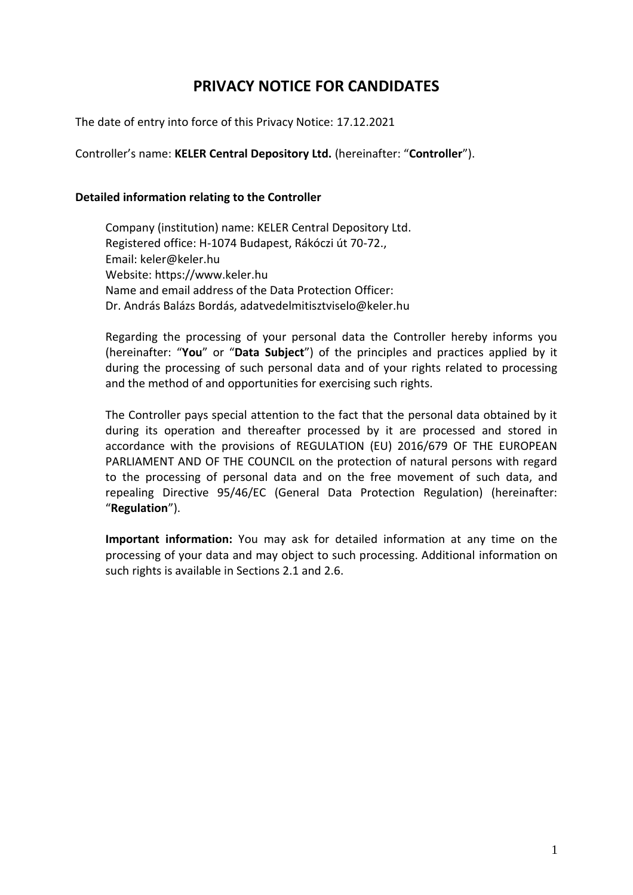# PRIVACY NOTICE FOR CANDIDATES

The date of entry into force of this Privacy Notice: 17.12.2021

Controller's name: **KELER Central Depository Ltd.** (hereinafter: "**Controller**").

**Detailed information relating to the Controller**

Company (institution) name: KELER Central Depository Ltd.
Registered office: H-1074 Budapest, Rákóczi út 70-72.,
Email: keler@keler.hu
Website: https://www.keler.hu
Name and email address of the Data Protection Officer:
Dr. András Balázs Bordás, adatvedelmitisztviselo@keler.hu

Regarding the processing of your personal data the Controller hereby informs you (hereinafter: "**You**" or "**Data Subject**") of the principles and practices applied by it during the processing of such personal data and of your rights related to processing and the method of and opportunities for exercising such rights.

The Controller pays special attention to the fact that the personal data obtained by it during its operation and thereafter processed by it are processed and stored in accordance with the provisions of REGULATION (EU) 2016/679 OF THE EUROPEAN PARLIAMENT AND OF THE COUNCIL on the protection of natural persons with regard to the processing of personal data and on the free movement of such data, and repealing Directive 95/46/EC (General Data Protection Regulation) (hereinafter: "**Regulation**").

**Important information:** You may ask for detailed information at any time on the processing of your data and may object to such processing. Additional information on such rights is available in Sections 2.1 and 2.6.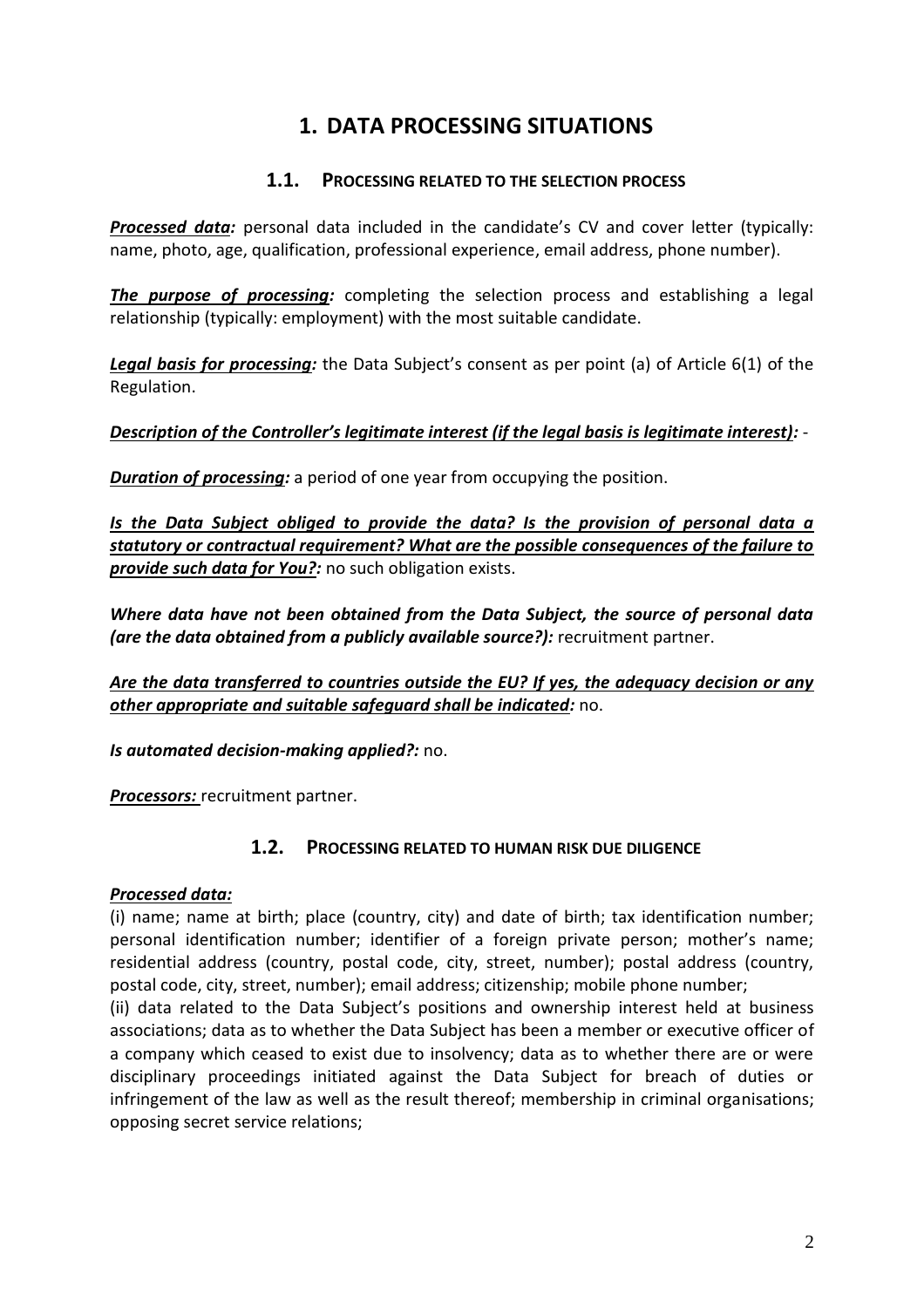# 1. DATA PROCESSING SITUATIONS

## 1.1. PROCESSING RELATED TO THE SELECTION PROCESS

***Processed data:*** personal data included in the candidate's CV and cover letter (typically: name, photo, age, qualification, professional experience, email address, phone number).

***The purpose of processing:*** completing the selection process and establishing a legal relationship (typically: employment) with the most suitable candidate.

***Legal basis for processing:*** the Data Subject's consent as per point (a) of Article 6(1) of the Regulation.

***Description of the Controller's legitimate interest (if the legal basis is legitimate interest):*** -

***Duration of processing:*** a period of one year from occupying the position.

***Is the Data Subject obliged to provide the data? Is the provision of personal data a statutory or contractual requirement? What are the possible consequences of the failure to provide such data for You?:*** no such obligation exists.

***Where data have not been obtained from the Data Subject, the source of personal data (are the data obtained from a publicly available source?):*** recruitment partner.

***Are the data transferred to countries outside the EU? If yes, the adequacy decision or any other appropriate and suitable safeguard shall be indicated:*** no.

***Is automated decision-making applied?:*** no.

***Processors:*** recruitment partner.

## 1.2. PROCESSING RELATED TO HUMAN RISK DUE DILIGENCE

***Processed data:***

(i) name; name at birth; place (country, city) and date of birth; tax identification number; personal identification number; identifier of a foreign private person; mother's name; residential address (country, postal code, city, street, number); postal address (country, postal code, city, street, number); email address; citizenship; mobile phone number;

(ii) data related to the Data Subject's positions and ownership interest held at business associations; data as to whether the Data Subject has been a member or executive officer of a company which ceased to exist due to insolvency; data as to whether there are or were disciplinary proceedings initiated against the Data Subject for breach of duties or infringement of the law as well as the result thereof; membership in criminal organisations; opposing secret service relations;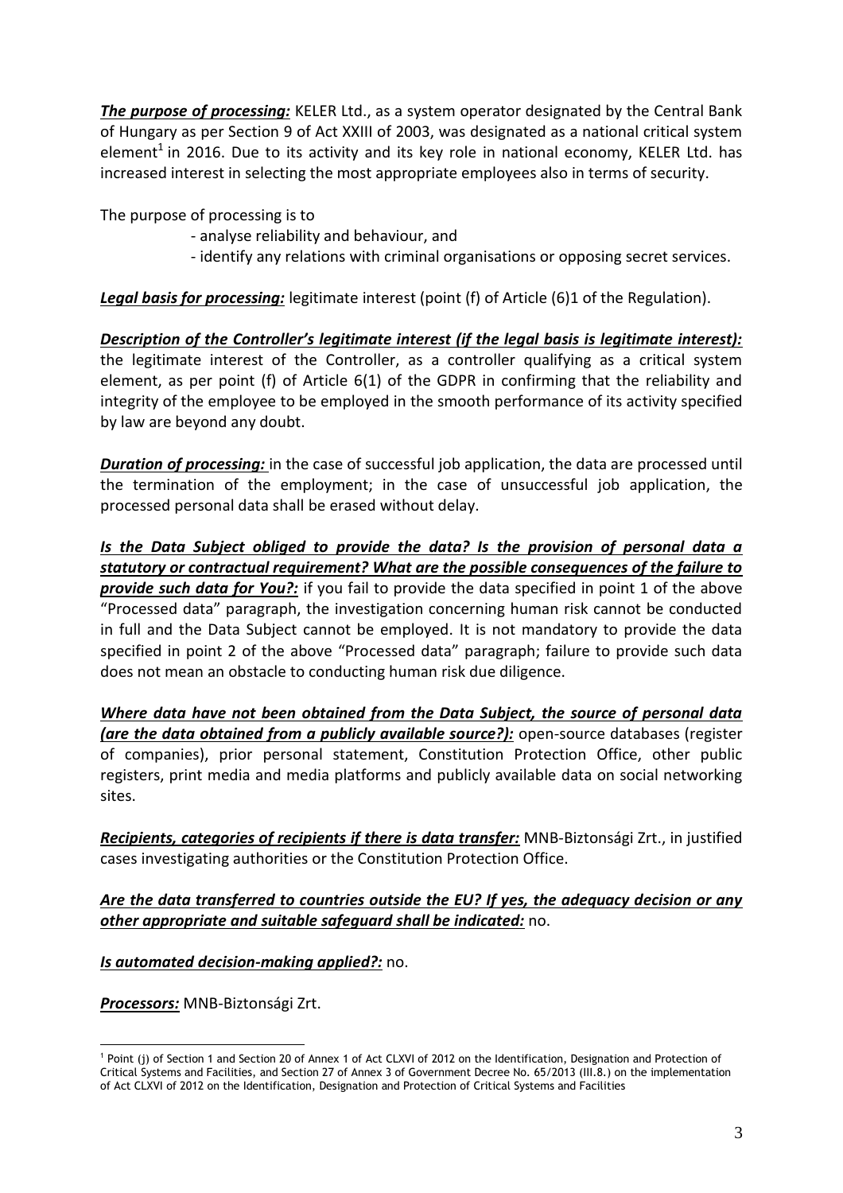***The purpose of processing:*** KELER Ltd., as a system operator designated by the Central Bank of Hungary as per Section 9 of Act XXIII of 2003, was designated as a national critical system element[1] in 2016. Due to its activity and its key role in national economy, KELER Ltd. has increased interest in selecting the most appropriate employees also in terms of security.

The purpose of processing is to

- analyse reliability and behaviour, and
- identify any relations with criminal organisations or opposing secret services.

***Legal basis for processing:*** legitimate interest (point (f) of Article (6)1 of the Regulation).

***Description of the Controller's legitimate interest (if the legal basis is legitimate interest):*** the legitimate interest of the Controller, as a controller qualifying as a critical system element, as per point (f) of Article 6(1) of the GDPR in confirming that the reliability and integrity of the employee to be employed in the smooth performance of its activity specified by law are beyond any doubt.

***Duration of processing:*** in the case of successful job application, the data are processed until the termination of the employment; in the case of unsuccessful job application, the processed personal data shall be erased without delay.

***Is the Data Subject obliged to provide the data? Is the provision of personal data a statutory or contractual requirement? What are the possible consequences of the failure to provide such data for You?:*** if you fail to provide the data specified in point 1 of the above "Processed data" paragraph, the investigation concerning human risk cannot be conducted in full and the Data Subject cannot be employed. It is not mandatory to provide the data specified in point 2 of the above "Processed data" paragraph; failure to provide such data does not mean an obstacle to conducting human risk due diligence.

***Where data have not been obtained from the Data Subject, the source of personal data (are the data obtained from a publicly available source?):*** open-source databases (register of companies), prior personal statement, Constitution Protection Office, other public registers, print media and media platforms and publicly available data on social networking sites.

***Recipients, categories of recipients if there is data transfer:*** MNB-Biztonsági Zrt., in justified cases investigating authorities or the Constitution Protection Office.

***Are the data transferred to countries outside the EU? If yes, the adequacy decision or any other appropriate and suitable safeguard shall be indicated:*** no.

***Is automated decision-making applied?:*** no.

***Processors:*** MNB-Biztonsági Zrt.

---

[1] Point (j) of Section 1 and Section 20 of Annex 1 of Act CLXVI of 2012 on the Identification, Designation and Protection of Critical Systems and Facilities, and Section 27 of Annex 3 of Government Decree No. 65/2013 (III.8.) on the implementation of Act CLXVI of 2012 on the Identification, Designation and Protection of Critical Systems and Facilities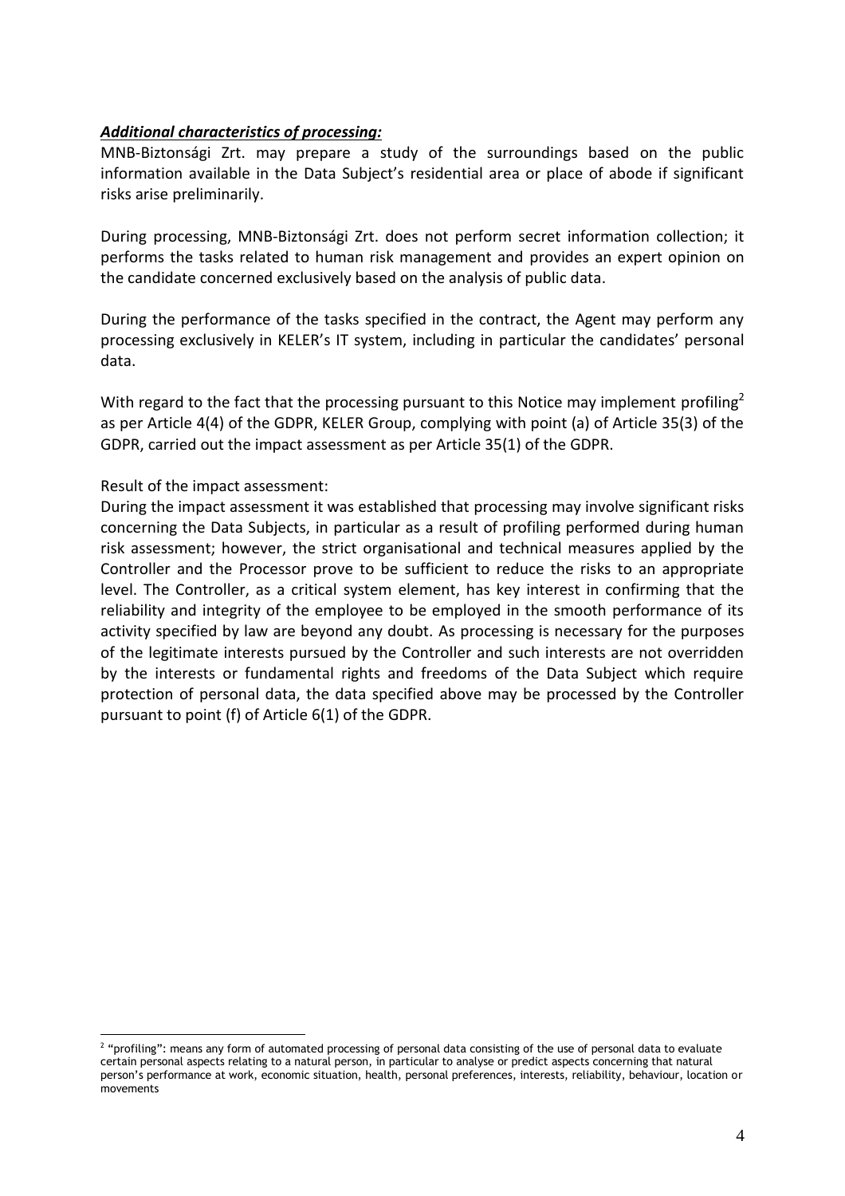***Additional characteristics of processing:***

MNB-Biztonsági Zrt. may prepare a study of the surroundings based on the public information available in the Data Subject's residential area or place of abode if significant risks arise preliminarily.

During processing, MNB-Biztonsági Zrt. does not perform secret information collection; it performs the tasks related to human risk management and provides an expert opinion on the candidate concerned exclusively based on the analysis of public data.

During the performance of the tasks specified in the contract, the Agent may perform any processing exclusively in KELER's IT system, including in particular the candidates' personal data.

With regard to the fact that the processing pursuant to this Notice may implement profiling[2] as per Article 4(4) of the GDPR, KELER Group, complying with point (a) of Article 35(3) of the GDPR, carried out the impact assessment as per Article 35(1) of the GDPR.

Result of the impact assessment:

During the impact assessment it was established that processing may involve significant risks concerning the Data Subjects, in particular as a result of profiling performed during human risk assessment; however, the strict organisational and technical measures applied by the Controller and the Processor prove to be sufficient to reduce the risks to an appropriate level. The Controller, as a critical system element, has key interest in confirming that the reliability and integrity of the employee to be employed in the smooth performance of its activity specified by law are beyond any doubt. As processing is necessary for the purposes of the legitimate interests pursued by the Controller and such interests are not overridden by the interests or fundamental rights and freedoms of the Data Subject which require protection of personal data, the data specified above may be processed by the Controller pursuant to point (f) of Article 6(1) of the GDPR.

---

[2] "profiling": means any form of automated processing of personal data consisting of the use of personal data to evaluate certain personal aspects relating to a natural person, in particular to analyse or predict aspects concerning that natural person's performance at work, economic situation, health, personal preferences, interests, reliability, behaviour, location or movements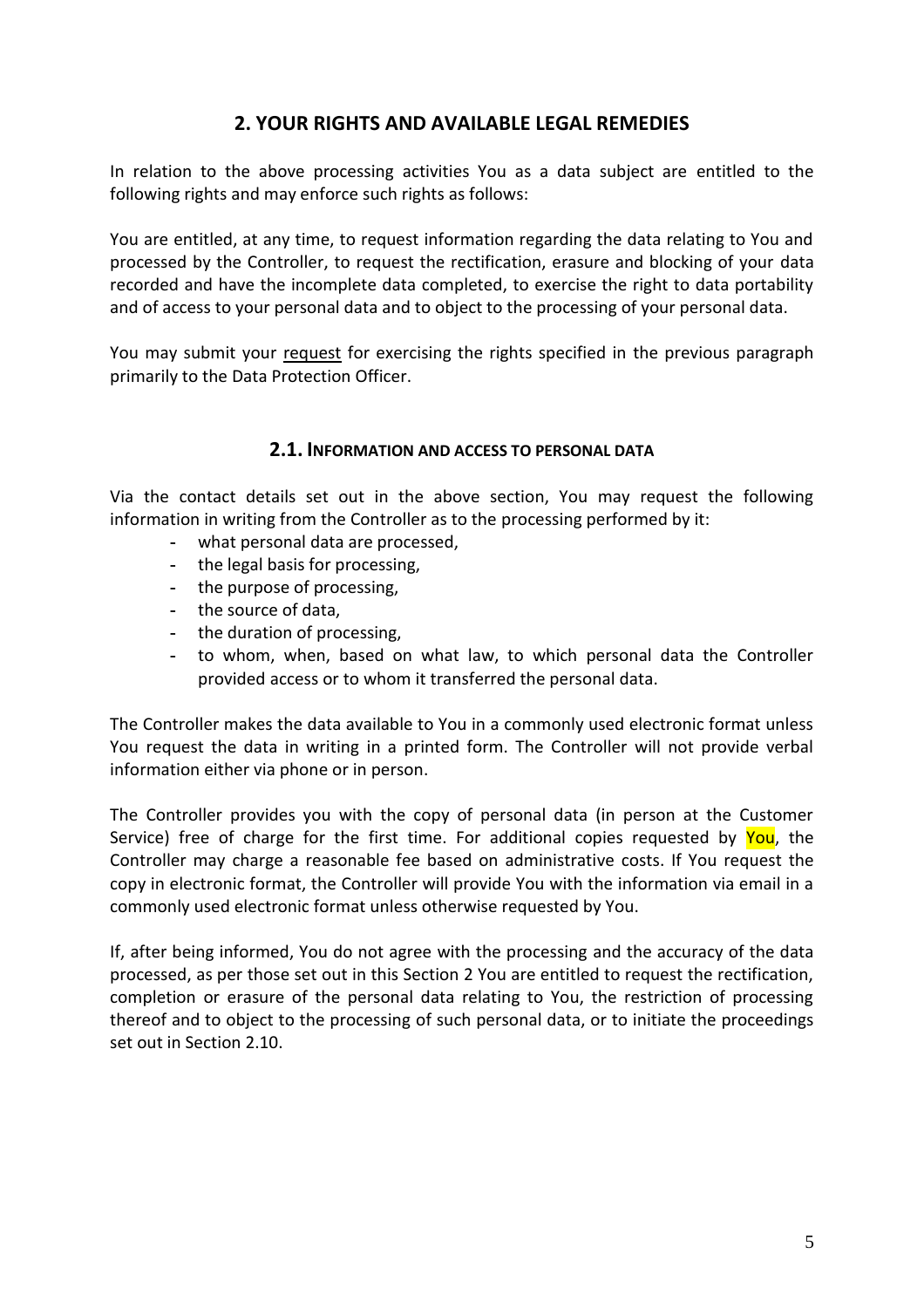## 2. YOUR RIGHTS AND AVAILABLE LEGAL REMEDIES

In relation to the above processing activities You as a data subject are entitled to the following rights and may enforce such rights as follows:

You are entitled, at any time, to request information regarding the data relating to You and processed by the Controller, to request the rectification, erasure and blocking of your data recorded and have the incomplete data completed, to exercise the right to data portability and of access to your personal data and to object to the processing of your personal data.

You may submit your request for exercising the rights specified in the previous paragraph primarily to the Data Protection Officer.

### 2.1. Information and Access to Personal Data

Via the contact details set out in the above section, You may request the following information in writing from the Controller as to the processing performed by it:

- what personal data are processed,
- the legal basis for processing,
- the purpose of processing,
- the source of data,
- the duration of processing,
- to whom, when, based on what law, to which personal data the Controller provided access or to whom it transferred the personal data.

The Controller makes the data available to You in a commonly used electronic format unless You request the data in writing in a printed form. The Controller will not provide verbal information either via phone or in person.

The Controller provides you with the copy of personal data (in person at the Customer Service) free of charge for the first time. For additional copies requested by You, the Controller may charge a reasonable fee based on administrative costs. If You request the copy in electronic format, the Controller will provide You with the information via email in a commonly used electronic format unless otherwise requested by You.

If, after being informed, You do not agree with the processing and the accuracy of the data processed, as per those set out in this Section 2 You are entitled to request the rectification, completion or erasure of the personal data relating to You, the restriction of processing thereof and to object to the processing of such personal data, or to initiate the proceedings set out in Section 2.10.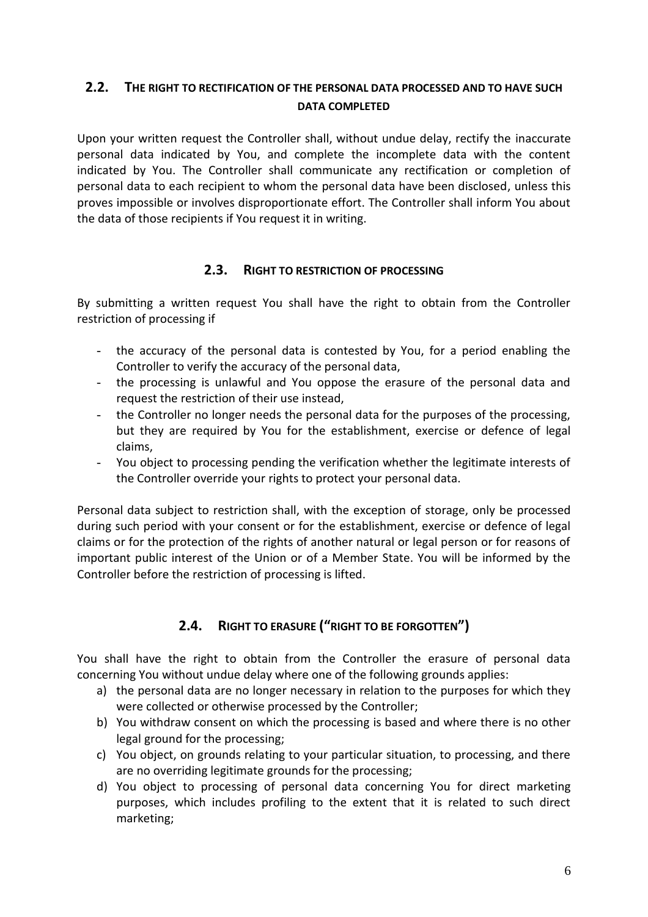## 2.2. THE RIGHT TO RECTIFICATION OF THE PERSONAL DATA PROCESSED AND TO HAVE SUCH DATA COMPLETED

Upon your written request the Controller shall, without undue delay, rectify the inaccurate personal data indicated by You, and complete the incomplete data with the content indicated by You. The Controller shall communicate any rectification or completion of personal data to each recipient to whom the personal data have been disclosed, unless this proves impossible or involves disproportionate effort. The Controller shall inform You about the data of those recipients if You request it in writing.

## 2.3. RIGHT TO RESTRICTION OF PROCESSING

By submitting a written request You shall have the right to obtain from the Controller restriction of processing if

- the accuracy of the personal data is contested by You, for a period enabling the Controller to verify the accuracy of the personal data,
- the processing is unlawful and You oppose the erasure of the personal data and request the restriction of their use instead,
- the Controller no longer needs the personal data for the purposes of the processing, but they are required by You for the establishment, exercise or defence of legal claims,
- You object to processing pending the verification whether the legitimate interests of the Controller override your rights to protect your personal data.

Personal data subject to restriction shall, with the exception of storage, only be processed during such period with your consent or for the establishment, exercise or defence of legal claims or for the protection of the rights of another natural or legal person or for reasons of important public interest of the Union or of a Member State. You will be informed by the Controller before the restriction of processing is lifted.

## 2.4. RIGHT TO ERASURE ("RIGHT TO BE FORGOTTEN")

You shall have the right to obtain from the Controller the erasure of personal data concerning You without undue delay where one of the following grounds applies:

a) the personal data are no longer necessary in relation to the purposes for which they were collected or otherwise processed by the Controller;
b) You withdraw consent on which the processing is based and where there is no other legal ground for the processing;
c) You object, on grounds relating to your particular situation, to processing, and there are no overriding legitimate grounds for the processing;
d) You object to processing of personal data concerning You for direct marketing purposes, which includes profiling to the extent that it is related to such direct marketing;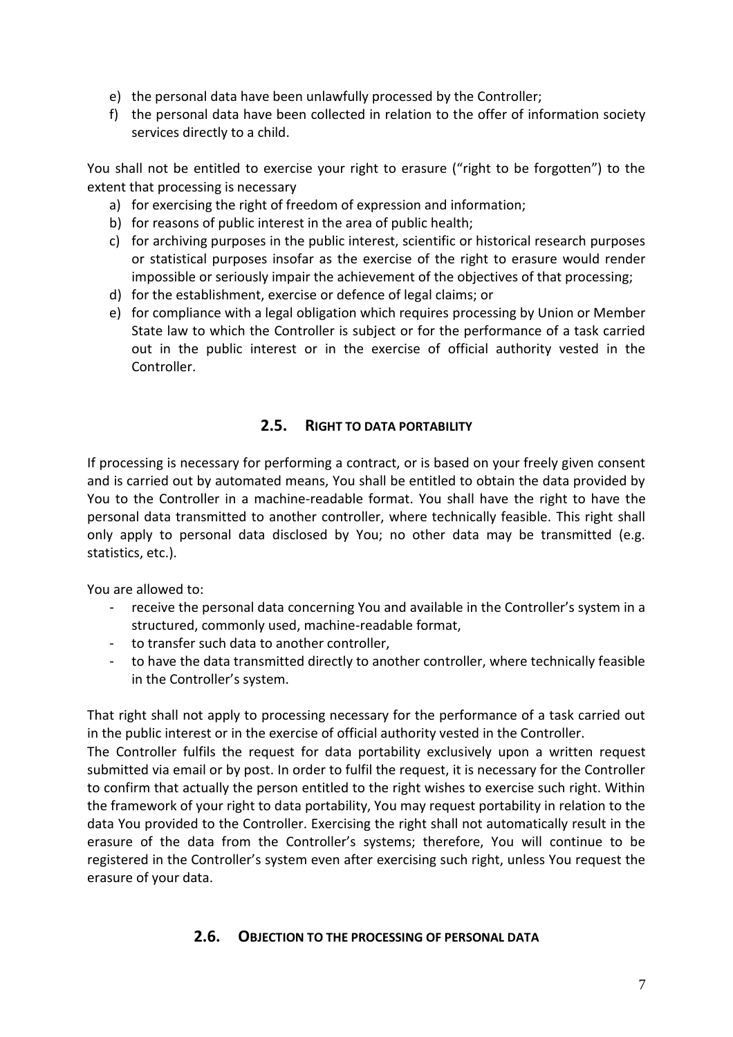e) the personal data have been unlawfully processed by the Controller;
f) the personal data have been collected in relation to the offer of information society services directly to a child.

You shall not be entitled to exercise your right to erasure ("right to be forgotten") to the extent that processing is necessary

a) for exercising the right of freedom of expression and information;
b) for reasons of public interest in the area of public health;
c) for archiving purposes in the public interest, scientific or historical research purposes or statistical purposes insofar as the exercise of the right to erasure would render impossible or seriously impair the achievement of the objectives of that processing;
d) for the establishment, exercise or defence of legal claims; or
e) for compliance with a legal obligation which requires processing by Union or Member State law to which the Controller is subject or for the performance of a task carried out in the public interest or in the exercise of official authority vested in the Controller.

## 2.5. RIGHT TO DATA PORTABILITY

If processing is necessary for performing a contract, or is based on your freely given consent and is carried out by automated means, You shall be entitled to obtain the data provided by You to the Controller in a machine-readable format. You shall have the right to have the personal data transmitted to another controller, where technically feasible. This right shall only apply to personal data disclosed by You; no other data may be transmitted (e.g. statistics, etc.).

You are allowed to:

- receive the personal data concerning You and available in the Controller's system in a structured, commonly used, machine-readable format,
- to transfer such data to another controller,
- to have the data transmitted directly to another controller, where technically feasible in the Controller's system.

That right shall not apply to processing necessary for the performance of a task carried out in the public interest or in the exercise of official authority vested in the Controller.
The Controller fulfils the request for data portability exclusively upon a written request submitted via email or by post. In order to fulfil the request, it is necessary for the Controller to confirm that actually the person entitled to the right wishes to exercise such right. Within the framework of your right to data portability, You may request portability in relation to the data You provided to the Controller. Exercising the right shall not automatically result in the erasure of the data from the Controller's systems; therefore, You will continue to be registered in the Controller's system even after exercising such right, unless You request the erasure of your data.

## 2.6. OBJECTION TO THE PROCESSING OF PERSONAL DATA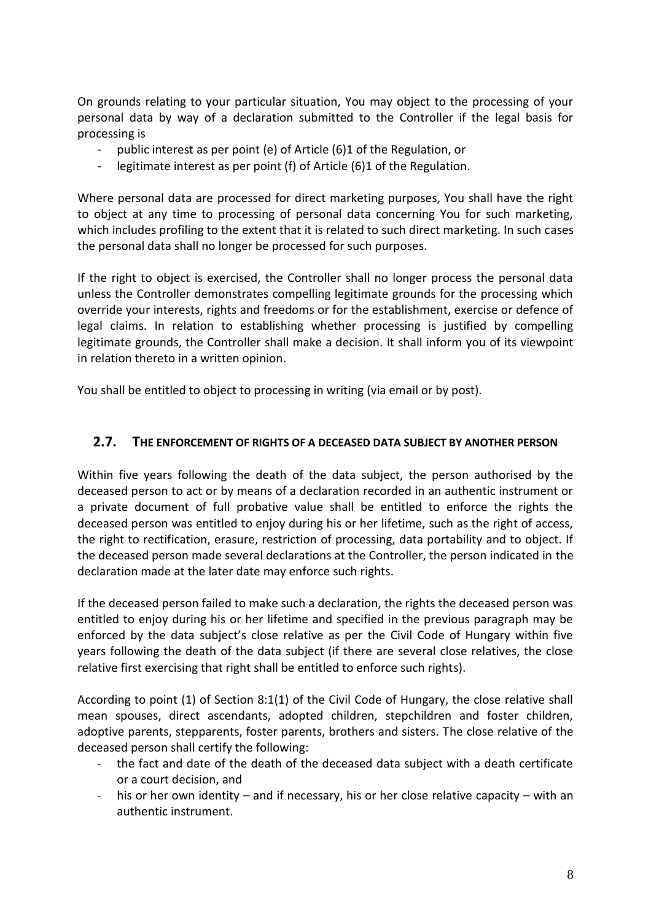On grounds relating to your particular situation, You may object to the processing of your personal data by way of a declaration submitted to the Controller if the legal basis for processing is

- public interest as per point (e) of Article (6)1 of the Regulation, or
- legitimate interest as per point (f) of Article (6)1 of the Regulation.

Where personal data are processed for direct marketing purposes, You shall have the right to object at any time to processing of personal data concerning You for such marketing, which includes profiling to the extent that it is related to such direct marketing. In such cases the personal data shall no longer be processed for such purposes.

If the right to object is exercised, the Controller shall no longer process the personal data unless the Controller demonstrates compelling legitimate grounds for the processing which override your interests, rights and freedoms or for the establishment, exercise or defence of legal claims. In relation to establishing whether processing is justified by compelling legitimate grounds, the Controller shall make a decision. It shall inform you of its viewpoint in relation thereto in a written opinion.

You shall be entitled to object to processing in writing (via email or by post).

## 2.7. THE ENFORCEMENT OF RIGHTS OF A DECEASED DATA SUBJECT BY ANOTHER PERSON

Within five years following the death of the data subject, the person authorised by the deceased person to act or by means of a declaration recorded in an authentic instrument or a private document of full probative value shall be entitled to enforce the rights the deceased person was entitled to enjoy during his or her lifetime, such as the right of access, the right to rectification, erasure, restriction of processing, data portability and to object. If the deceased person made several declarations at the Controller, the person indicated in the declaration made at the later date may enforce such rights.

If the deceased person failed to make such a declaration, the rights the deceased person was entitled to enjoy during his or her lifetime and specified in the previous paragraph may be enforced by the data subject's close relative as per the Civil Code of Hungary within five years following the death of the data subject (if there are several close relatives, the close relative first exercising that right shall be entitled to enforce such rights).

According to point (1) of Section 8:1(1) of the Civil Code of Hungary, the close relative shall mean spouses, direct ascendants, adopted children, stepchildren and foster children, adoptive parents, stepparents, foster parents, brothers and sisters. The close relative of the deceased person shall certify the following:

- the fact and date of the death of the deceased data subject with a death certificate or a court decision, and
- his or her own identity – and if necessary, his or her close relative capacity – with an authentic instrument.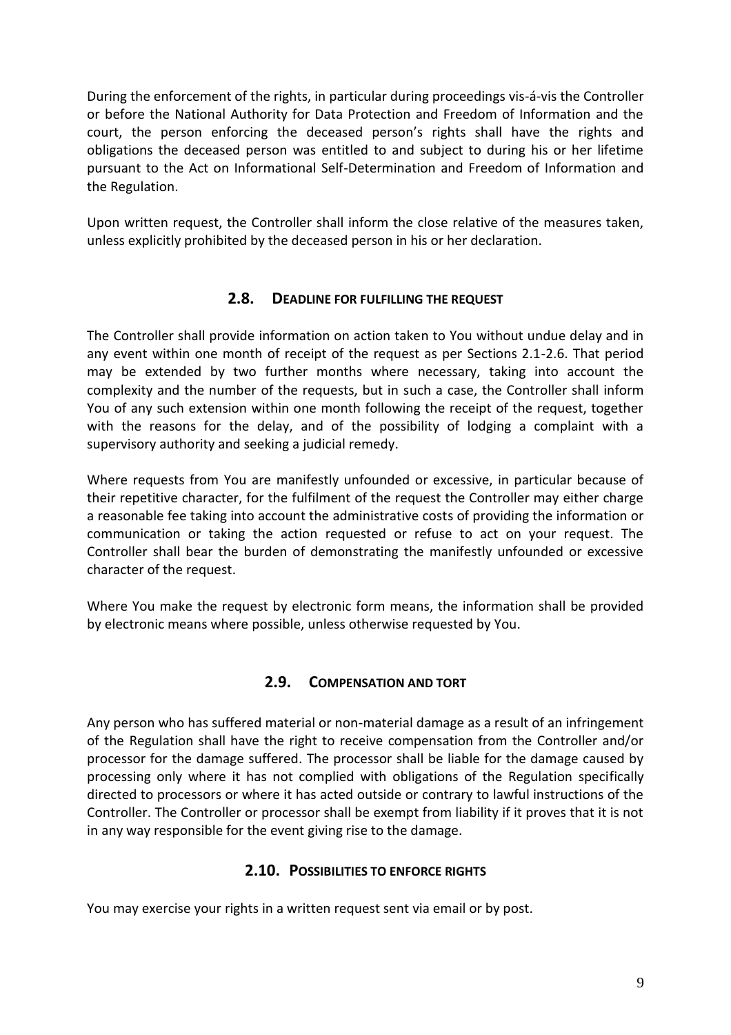During the enforcement of the rights, in particular during proceedings vis-á-vis the Controller or before the National Authority for Data Protection and Freedom of Information and the court, the person enforcing the deceased person's rights shall have the rights and obligations the deceased person was entitled to and subject to during his or her lifetime pursuant to the Act on Informational Self-Determination and Freedom of Information and the Regulation.

Upon written request, the Controller shall inform the close relative of the measures taken, unless explicitly prohibited by the deceased person in his or her declaration.

## 2.8. Deadline for fulfilling the request

The Controller shall provide information on action taken to You without undue delay and in any event within one month of receipt of the request as per Sections 2.1-2.6. That period may be extended by two further months where necessary, taking into account the complexity and the number of the requests, but in such a case, the Controller shall inform You of any such extension within one month following the receipt of the request, together with the reasons for the delay, and of the possibility of lodging a complaint with a supervisory authority and seeking a judicial remedy.

Where requests from You are manifestly unfounded or excessive, in particular because of their repetitive character, for the fulfilment of the request the Controller may either charge a reasonable fee taking into account the administrative costs of providing the information or communication or taking the action requested or refuse to act on your request. The Controller shall bear the burden of demonstrating the manifestly unfounded or excessive character of the request.

Where You make the request by electronic form means, the information shall be provided by electronic means where possible, unless otherwise requested by You.

## 2.9. Compensation and tort

Any person who has suffered material or non-material damage as a result of an infringement of the Regulation shall have the right to receive compensation from the Controller and/or processor for the damage suffered. The processor shall be liable for the damage caused by processing only where it has not complied with obligations of the Regulation specifically directed to processors or where it has acted outside or contrary to lawful instructions of the Controller. The Controller or processor shall be exempt from liability if it proves that it is not in any way responsible for the event giving rise to the damage.

## 2.10. Possibilities to enforce rights

You may exercise your rights in a written request sent via email or by post.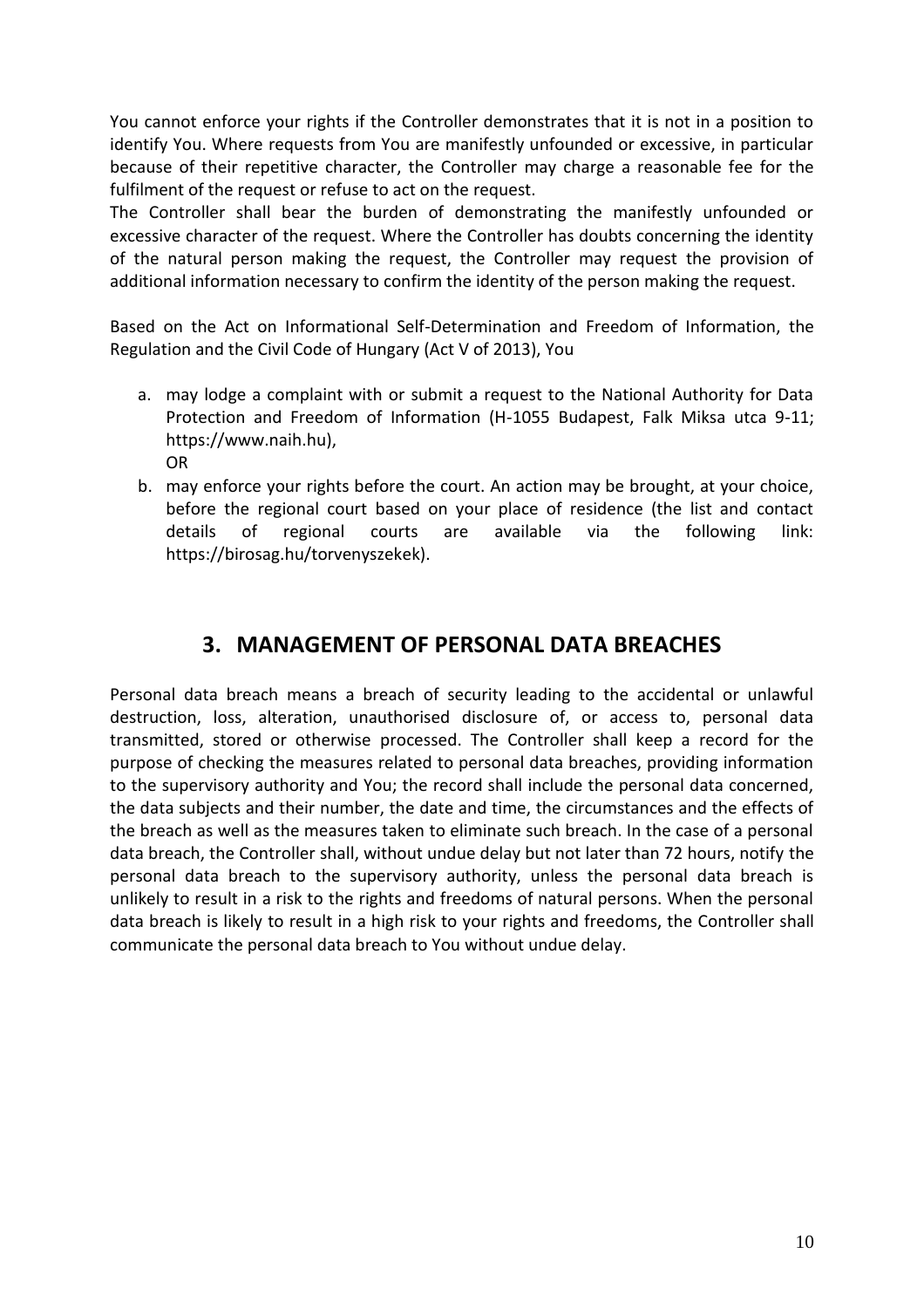You cannot enforce your rights if the Controller demonstrates that it is not in a position to identify You. Where requests from You are manifestly unfounded or excessive, in particular because of their repetitive character, the Controller may charge a reasonable fee for the fulfilment of the request or refuse to act on the request.

The Controller shall bear the burden of demonstrating the manifestly unfounded or excessive character of the request. Where the Controller has doubts concerning the identity of the natural person making the request, the Controller may request the provision of additional information necessary to confirm the identity of the person making the request.

Based on the Act on Informational Self-Determination and Freedom of Information, the Regulation and the Civil Code of Hungary (Act V of 2013), You

a. may lodge a complaint with or submit a request to the National Authority for Data Protection and Freedom of Information (H-1055 Budapest, Falk Miksa utca 9-11; https://www.naih.hu),
   OR
b. may enforce your rights before the court. An action may be brought, at your choice, before the regional court based on your place of residence (the list and contact details of regional courts are available via the following link: https://birosag.hu/torvenyszekek).

## 3. MANAGEMENT OF PERSONAL DATA BREACHES

Personal data breach means a breach of security leading to the accidental or unlawful destruction, loss, alteration, unauthorised disclosure of, or access to, personal data transmitted, stored or otherwise processed. The Controller shall keep a record for the purpose of checking the measures related to personal data breaches, providing information to the supervisory authority and You; the record shall include the personal data concerned, the data subjects and their number, the date and time, the circumstances and the effects of the breach as well as the measures taken to eliminate such breach. In the case of a personal data breach, the Controller shall, without undue delay but not later than 72 hours, notify the personal data breach to the supervisory authority, unless the personal data breach is unlikely to result in a risk to the rights and freedoms of natural persons. When the personal data breach is likely to result in a high risk to your rights and freedoms, the Controller shall communicate the personal data breach to You without undue delay.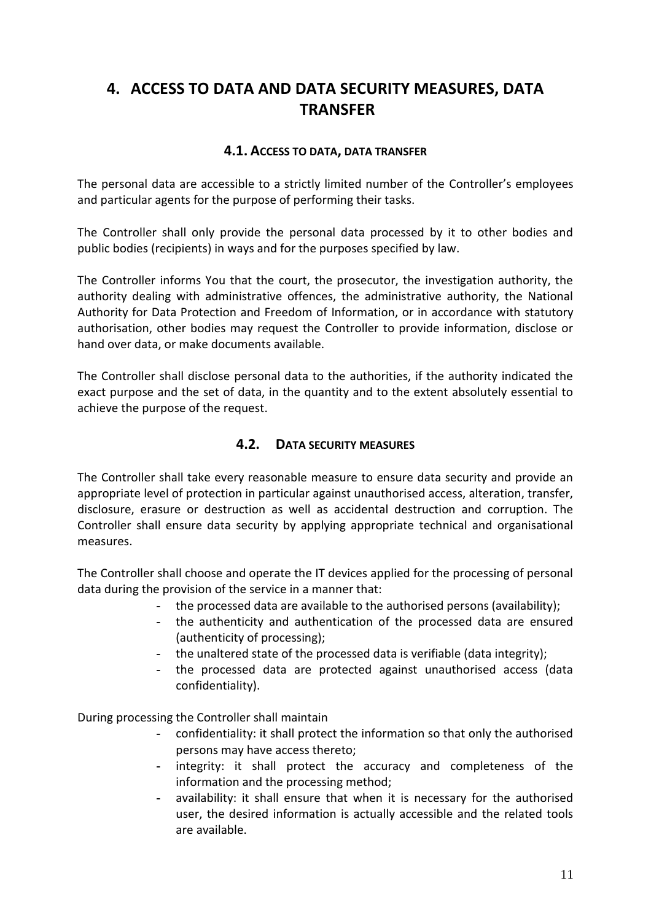# 4. ACCESS TO DATA AND DATA SECURITY MEASURES, DATA TRANSFER

## 4.1. Access to data, data transfer

The personal data are accessible to a strictly limited number of the Controller's employees and particular agents for the purpose of performing their tasks.

The Controller shall only provide the personal data processed by it to other bodies and public bodies (recipients) in ways and for the purposes specified by law.

The Controller informs You that the court, the prosecutor, the investigation authority, the authority dealing with administrative offences, the administrative authority, the National Authority for Data Protection and Freedom of Information, or in accordance with statutory authorisation, other bodies may request the Controller to provide information, disclose or hand over data, or make documents available.

The Controller shall disclose personal data to the authorities, if the authority indicated the exact purpose and the set of data, in the quantity and to the extent absolutely essential to achieve the purpose of the request.

## 4.2. Data security measures

The Controller shall take every reasonable measure to ensure data security and provide an appropriate level of protection in particular against unauthorised access, alteration, transfer, disclosure, erasure or destruction as well as accidental destruction and corruption. The Controller shall ensure data security by applying appropriate technical and organisational measures.

The Controller shall choose and operate the IT devices applied for the processing of personal data during the provision of the service in a manner that:

- the processed data are available to the authorised persons (availability);
- the authenticity and authentication of the processed data are ensured (authenticity of processing);
- the unaltered state of the processed data is verifiable (data integrity);
- the processed data are protected against unauthorised access (data confidentiality).

During processing the Controller shall maintain

- confidentiality: it shall protect the information so that only the authorised persons may have access thereto;
- integrity: it shall protect the accuracy and completeness of the information and the processing method;
- availability: it shall ensure that when it is necessary for the authorised user, the desired information is actually accessible and the related tools are available.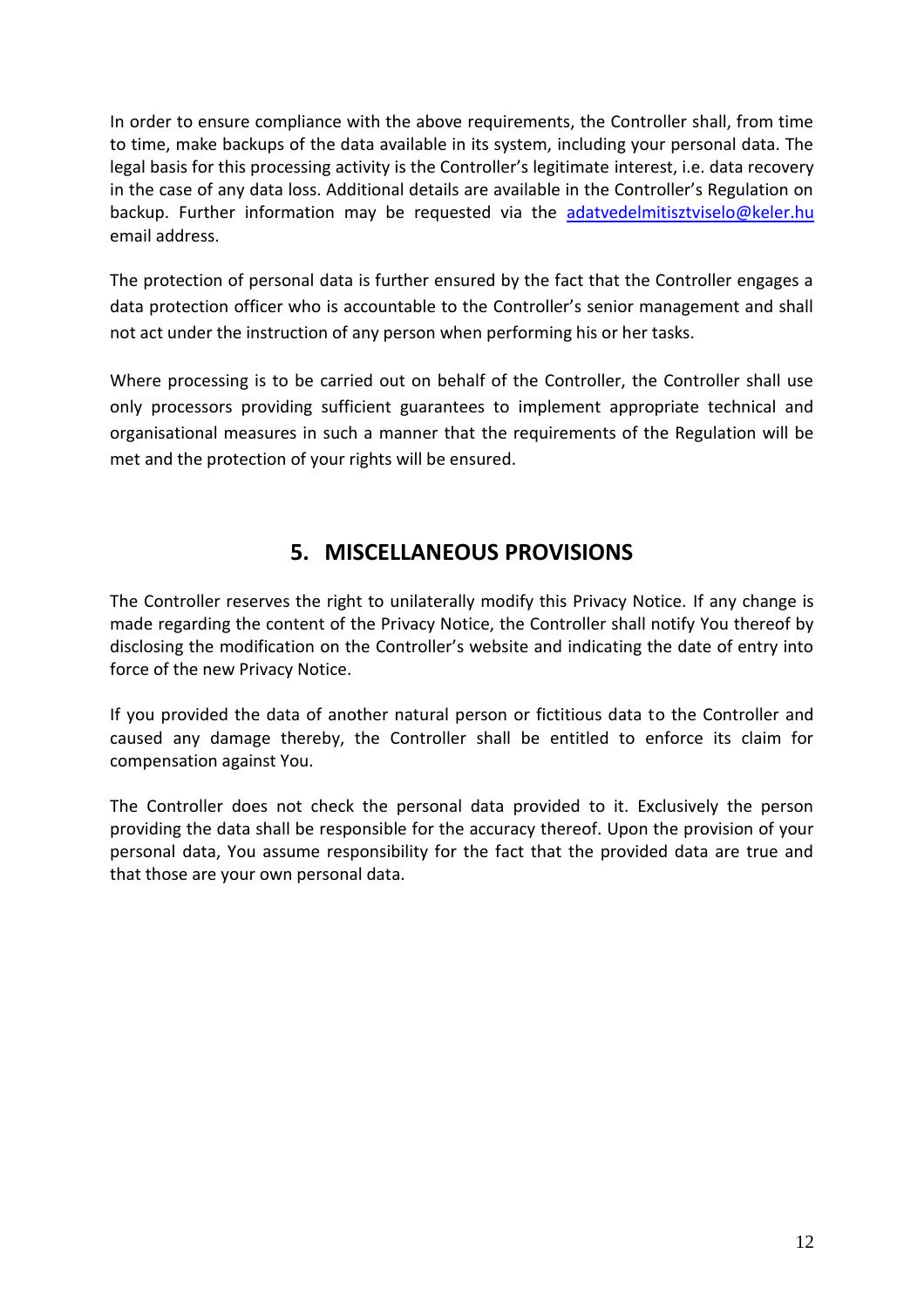In order to ensure compliance with the above requirements, the Controller shall, from time to time, make backups of the data available in its system, including your personal data. The legal basis for this processing activity is the Controller's legitimate interest, i.e. data recovery in the case of any data loss. Additional details are available in the Controller's Regulation on backup. Further information may be requested via the adatvedelmitisztviselo@keler.hu email address.

The protection of personal data is further ensured by the fact that the Controller engages a data protection officer who is accountable to the Controller's senior management and shall not act under the instruction of any person when performing his or her tasks.

Where processing is to be carried out on behalf of the Controller, the Controller shall use only processors providing sufficient guarantees to implement appropriate technical and organisational measures in such a manner that the requirements of the Regulation will be met and the protection of your rights will be ensured.

## 5. MISCELLANEOUS PROVISIONS

The Controller reserves the right to unilaterally modify this Privacy Notice. If any change is made regarding the content of the Privacy Notice, the Controller shall notify You thereof by disclosing the modification on the Controller's website and indicating the date of entry into force of the new Privacy Notice.

If you provided the data of another natural person or fictitious data to the Controller and caused any damage thereby, the Controller shall be entitled to enforce its claim for compensation against You.

The Controller does not check the personal data provided to it. Exclusively the person providing the data shall be responsible for the accuracy thereof. Upon the provision of your personal data, You assume responsibility for the fact that the provided data are true and that those are your own personal data.